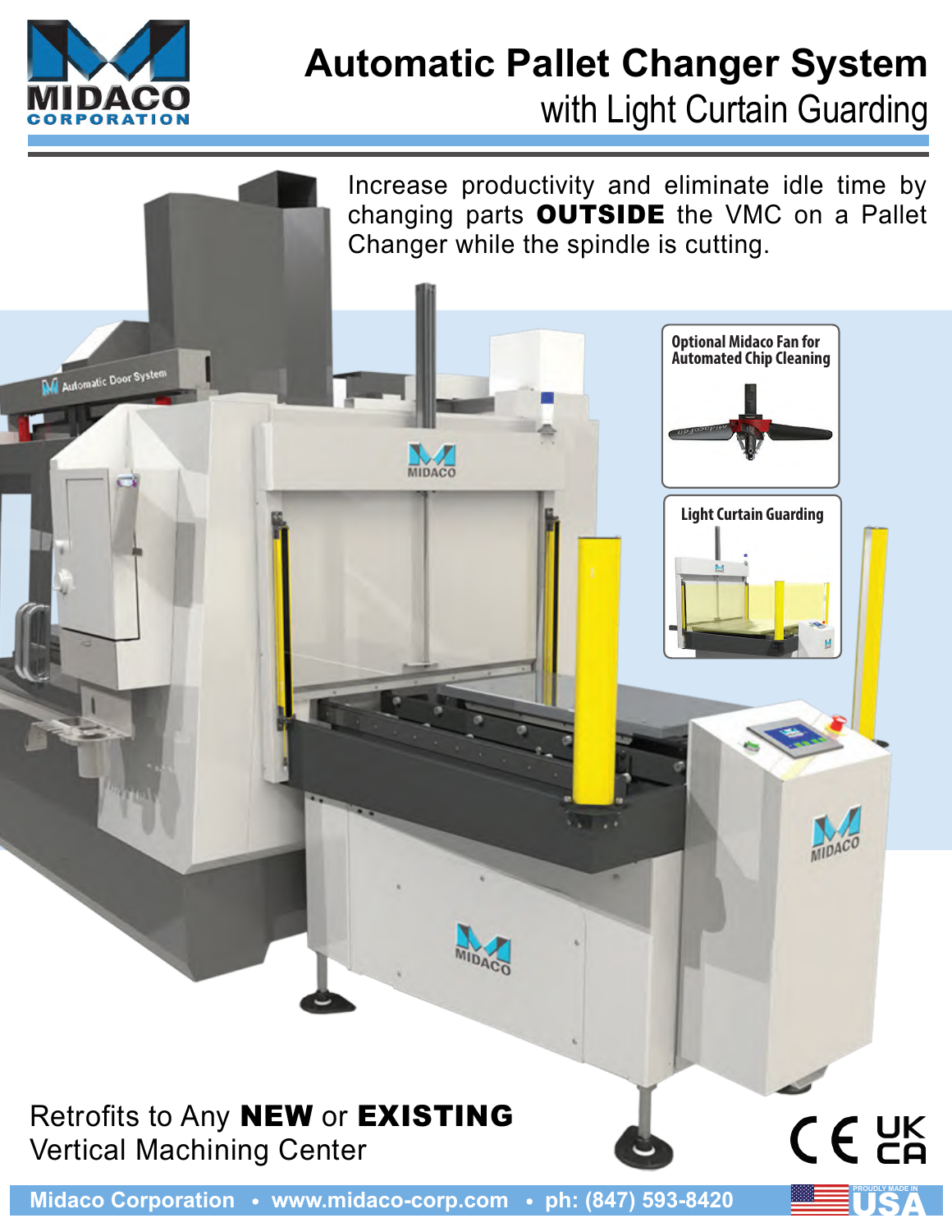# Automatic Pallet Changer System

## with Light Curtain Guarding

Increase productivity and eliminate idle time by changing parts **OUTSIDE** the VMC on a Pallet Changer while the spindle is cutting.

Optional Midaco Fan for Automated Chip Cleaning

Light Curtain Guarding

Retrofits to Any **NEW** or **EXISTING** Vertical Machining Center

Midaco Corporation • www.midaco-corp.com • ph: (847) 593-8420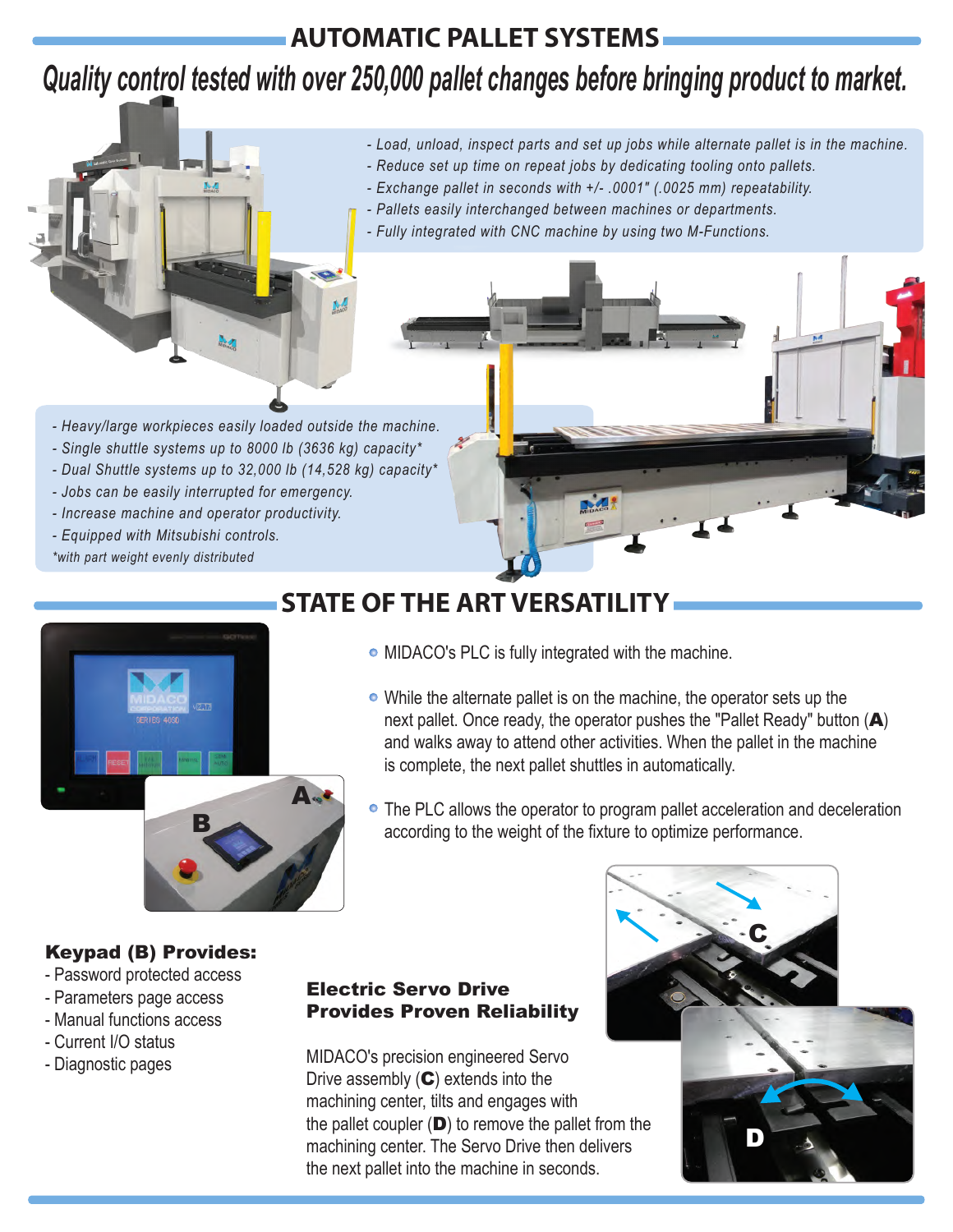## AUTOMATIC PALLET SYSTEMS

*Quality control tested with over 250,000 pallet changes before bringing product to market.*

- *Load, unload, inspect parts and set up jobs while alternate pallet is in the machine.*
- *Reduce set up time on repeat jobs by dedicating tooling onto pallets.*
- *Exchange pallet in seconds with +/- .0001" (.0025 mm) repeatability.*
- *Pallets easily interchanged between machines or departments.*
- *Fully integrated with CNC machine by using two M-Functions.*

- *Heavy/large workpieces easily loaded outside the machine.*
- *Single shuttle systems up to 8000 lb (3636 kg) capacity**
- *Dual Shuttle systems up to 32,000 lb (14,528 kg) capacity**
- *Jobs can be easily interrupted for emergency.*
- *Increase machine and operator productivity.*
- *Equipped with Mitsubishi controls.*

*with part weight evenly distributed

## STATE OF THE ART VERSATILITY

- MIDACO's PLC is fully integrated with the machine.
- While the alternate pallet is on the machine, the operator sets up the next pallet. Once ready, the operator pushes the "Pallet Ready" button (**A**) and walks away to attend other activities. When the pallet in the machine is complete, the next pallet shuttles in automatically.
- The PLC allows the operator to program pallet acceleration and deceleration according to the weight of the fixture to optimize performance.

### Keypad (B) Provides:

- Password protected access
- Parameters page access
- Manual functions access
- Current I/O status
- Diagnostic pages

### Electric Servo Drive Provides Proven Reliability

MIDACO's precision engineered Servo Drive assembly (**C**) extends into the machining center, tilts and engages with the pallet coupler (**D**) to remove the pallet from the machining center. The Servo Drive then delivers the next pallet into the machine in seconds.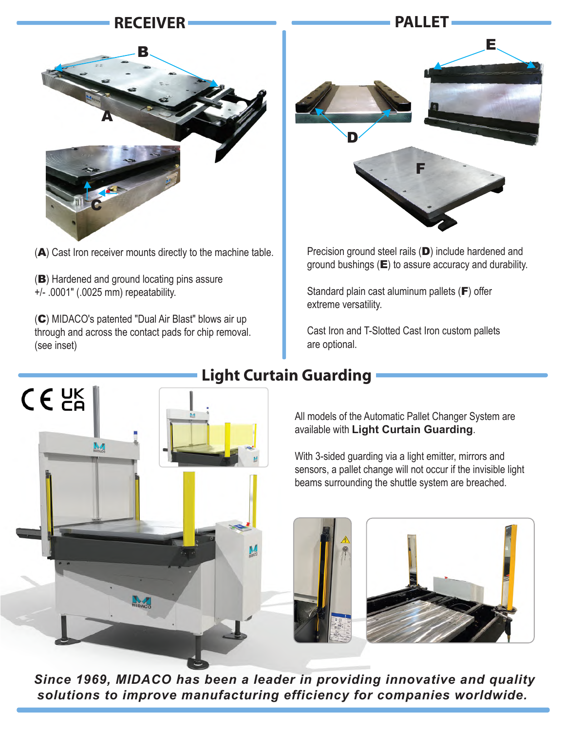## RECEIVER

(**A**) Cast Iron receiver mounts directly to the machine table.

(**B**) Hardened and ground locating pins assure +/- .0001" (.0025 mm) repeatability.

(**C**) MIDACO's patented "Dual Air Blast" blows air up through and across the contact pads for chip removal. (see inset)

## PALLET

Precision ground steel rails (**D**) include hardened and ground bushings (**E**) to assure accuracy and durability.

Standard plain cast aluminum pallets (**F**) offer extreme versatility.

Cast Iron and T-Slotted Cast Iron custom pallets are optional.

## Light Curtain Guarding

All models of the Automatic Pallet Changer System are available with **Light Curtain Guarding**.

With 3-sided guarding via a light emitter, mirrors and sensors, a pallet change will not occur if the invisible light beams surrounding the shuttle system are breached.

***Since 1969, MIDACO has been a leader in providing innovative and quality solutions to improve manufacturing efficiency for companies worldwide.***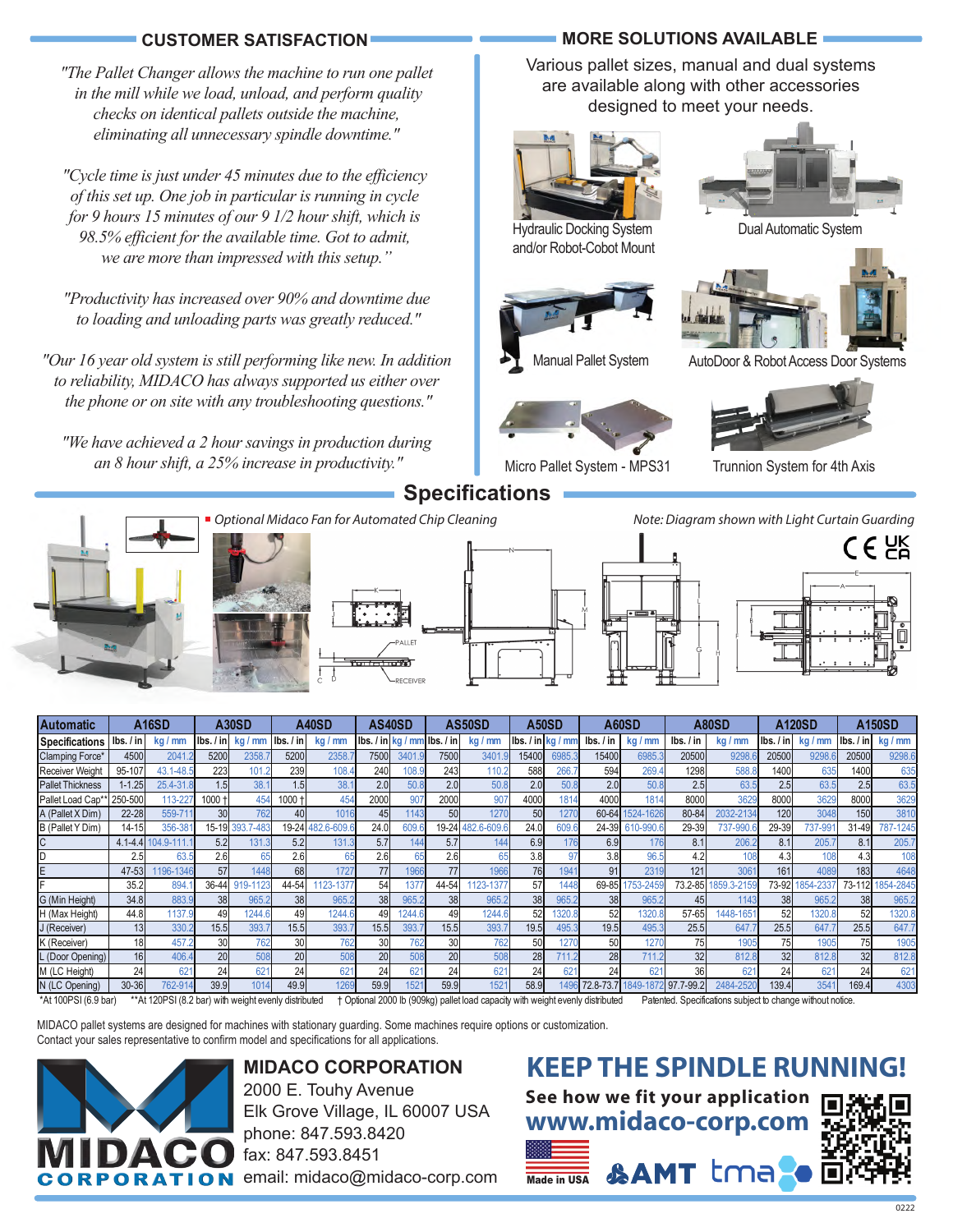## CUSTOMER SATISFACTION

*"The Pallet Changer allows the machine to run one pallet in the mill while we load, unload, and perform quality checks on identical pallets outside the machine, eliminating all unnecessary spindle downtime."*

*"Cycle time is just under 45 minutes due to the efficiency of this set up. One job in particular is running in cycle for 9 hours 15 minutes of our 9 1/2 hour shift, which is 98.5% efficient for the available time. Got to admit, we are more than impressed with this setup."*

*"Productivity has increased over 90% and downtime due to loading and unloading parts was greatly reduced."*

*"Our 16 year old system is still performing like new. In addition to reliability, MIDACO has always supported us either over the phone or on site with any troubleshooting questions."*

*"We have achieved a 2 hour savings in production during an 8 hour shift, a 25% increase in productivity."*

## MORE SOLUTIONS AVAILABLE

Various pallet sizes, manual and dual systems are available along with other accessories designed to meet your needs.

Hydraulic Docking System and/or Robot-Cobot Mount

Dual Automatic System

Manual Pallet System

AutoDoor & Robot Access Door Systems

Micro Pallet System - MPS31

Trunnion System for 4th Axis

## Specifications

▪ *Optional Midaco Fan for Automated Chip Cleaning*

*Note: Diagram shown with Light Curtain Guarding*

PALLET

RECEIVER

| Automatic | A16SD | | A30SD | | A40SD | | AS40SD | | AS50SD | | A50SD | | A60SD | | A80SD | | A120SD | | A150SD | |
|---|---|---|---|---|---|---|---|---|---|---|---|---|---|---|---|---|---|---|---|---|
| Specifications | lbs. / in | kg / mm | lbs. / in | kg / mm | lbs. / in | kg / mm | lbs. / in | kg / mm | lbs. / in | kg / mm | lbs. / in | kg / mm | lbs. / in | kg / mm | lbs. / in | kg / mm | lbs. / in | kg / mm | lbs. / in | kg / mm |
| Clamping Force* | 4500 | 2041.2 | 5200 | 2358.7 | 5200 | 2358.7 | 7500 | 3401.9 | 7500 | 3401.9 | 15400 | 6985.3 | 15400 | 6985.3 | 20500 | 9298.6 | 20500 | 9298.6 | 20500 | 9298.6 |
| Receiver Weight | 95-107 | 43.1-48.5 | 223 | 101.2 | 239 | 108.4 | 240 | 108.9 | 243 | 110.2 | 588 | 266.7 | 594 | 269.4 | 1298 | 588.8 | 1400 | 635 | 1400 | 635 |
| Pallet Thickness | 1-1.25 | 25.4-31.8 | 1.5 | 38.1 | 1.5 | 38.1 | 2.0 | 50.8 | 2.0 | 50.8 | 2.0 | 50.8 | 2.0 | 50.8 | 2.5 | 63.5 | 2.5 | 63.5 | 2.5 | 63.5 |
| Pallet Load Cap** | 250-500 | 113-227 | 1000 † | 454 | 1000 † | 454 | 2000 | 907 | 2000 | 907 | 4000 | 1814 | 4000 | 1814 | 8000 | 3629 | 8000 | 3629 | 8000 | 3629 |
| A (Pallet X Dim) | 22-28 | 559-711 | 30 | 762 | 40 | 1016 | 45 | 1143 | 50 | 1270 | 50 | 1270 | 60-64 | 1524-1626 | 80-84 | 2032-2134 | 120 | 3048 | 150 | 3810 |
| B (Pallet Y Dim) | 14-15 | 356-381 | 15-19 | 393.7-483 | 19-24 | 482.6-609.6 | 24.0 | 609.6 | 19-24 | 482.6-609.6 | 24.0 | 609.6 | 24-39 | 610-990.6 | 29-39 | 737-990.6 | 29-39 | 737-991 | 31-49 | 787-1245 |
| C | 4.1-4.4 | 104.9-111.1 | 5.2 | 131.3 | 5.2 | 131.3 | 5.7 | 144 | 5.7 | 144 | 6.9 | 176 | 6.9 | 176 | 8.1 | 206.2 | 8.1 | 205.7 | 8.1 | 205.7 |
| D | 2.5 | 63.5 | 2.6 | 65 | 2.6 | 65 | 2.6 | 65 | 2.6 | 65 | 3.8 | 97 | 3.8 | 96.5 | 4.2 | 108 | 4.3 | 108 | 4.3 | 108 |
| E | 47-53 | 1196-1346 | 57 | 1448 | 68 | 1727 | 77 | 1966 | 77 | 1966 | 76 | 1941 | 91 | 2319 | 121 | 3061 | 161 | 4089 | 183 | 4648 |
| F | 35.2 | 894.1 | 36-44 | 919-1123 | 44-54 | 1123-1377 | 54 | 1377 | 44-54 | 1123-1377 | 57 | 1448 | 69-85 | 1753-2459 | 73.2-85 | 1859.3-2159 | 73-92 | 1854-2337 | 73-112 | 1854-2845 |
| G (Min Height) | 34.8 | 883.9 | 38 | 965.2 | 38 | 965.2 | 38 | 965.2 | 38 | 965.2 | 38 | 965.2 | 38 | 965.2 | 45 | 1143 | 38 | 965.2 | 38 | 965.2 |
| H (Max Height) | 44.8 | 1137.9 | 49 | 1244.6 | 49 | 1244.6 | 49 | 1244.6 | 49 | 1244.6 | 52 | 1320.8 | 52 | 1320.8 | 57-65 | 1448-1651 | 52 | 1320.8 | 52 | 1320.8 |
| J (Receiver) | 13 | 330.2 | 15.5 | 393.7 | 15.5 | 393.7 | 15.5 | 393.7 | 15.5 | 393.7 | 19.5 | 495.3 | 19.5 | 495.3 | 25.5 | 647.7 | 25.5 | 647.7 | 25.5 | 647.7 |
| K (Receiver) | 18 | 457.2 | 30 | 762 | 30 | 762 | 30 | 762 | 30 | 762 | 50 | 1270 | 50 | 1270 | 75 | 1905 | 75 | 1905 | 75 | 1905 |
| L (Door Opening) | 16 | 406.4 | 20 | 508 | 20 | 508 | 20 | 508 | 20 | 508 | 28 | 711.2 | 28 | 711.2 | 32 | 812.8 | 32 | 812.8 | 32 | 812.8 |
| M (LC Height) | 24 | 621 | 24 | 621 | 24 | 621 | 24 | 621 | 24 | 621 | 24 | 621 | 24 | 621 | 36 | 621 | 24 | 621 | 24 | 621 |
| N (LC Opening) | 30-36 | 762-914 | 39.9 | 1014 | 49.9 | 1269 | 59.9 | 1521 | 59.9 | 1521 | 58.9 | 1496 | 72.8-73.7 | 1849-1872 | 97.7-99.2 | 2484-2520 | 139.4 | 3541 | 169.4 | 4303 |

*At 100PSI (6.9 bar) **At 120PSI (8.2 bar) with weight evenly distributed † Optional 2000 lb (909kg) pallet load capacity with weight evenly distributed Patented. Specifications subject to change without notice.

MIDACO pallet systems are designed for machines with stationary guarding. Some machines require options or customization.
Contact your sales representative to confirm model and specifications for all applications.

**MIDACO CORPORATION**
2000 E. Touhy Avenue
Elk Grove Village, IL 60007 USA
phone: 847.593.8420
fax: 847.593.8451
email: midaco@midaco-corp.com

## KEEP THE SPINDLE RUNNING!

**See how we fit your application**
**www.midaco-corp.com**

Made in USA

0222